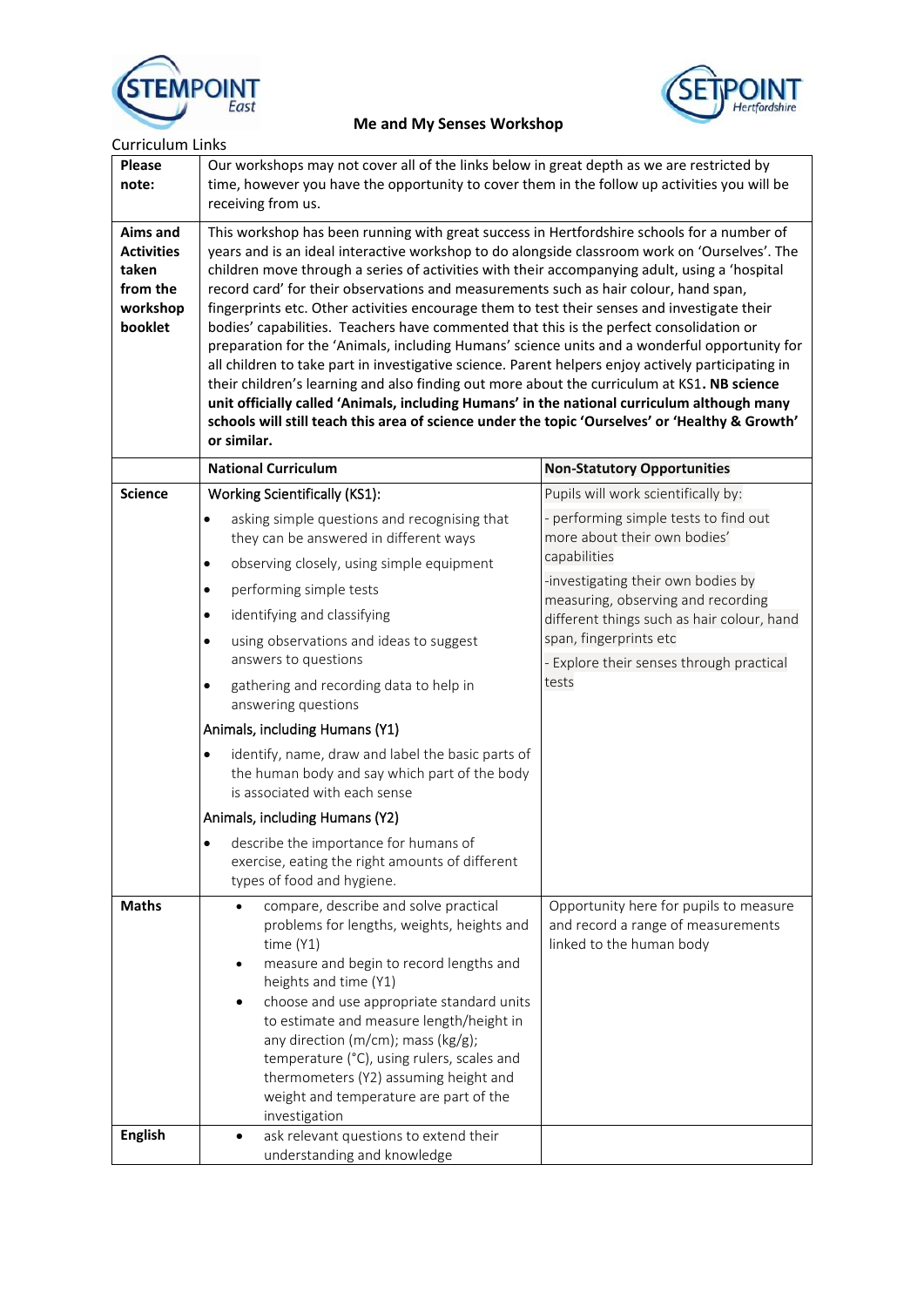# Me and My Senses Workshop

Curriculum Links

| | | |
|---|---|---|
| **Please note:** | Our workshops may not cover all of the links below in great depth as we are restricted by time, however you have the opportunity to cover them in the follow up activities you will be receiving from us. | |
| **Aims and Activities taken from the workshop booklet** | This workshop has been running with great success in Hertfordshire schools for a number of years and is an ideal interactive workshop to do alongside classroom work on 'Ourselves'. The children move through a series of activities with their accompanying adult, using a 'hospital record card' for their observations and measurements such as hair colour, hand span, fingerprints etc. Other activities encourage them to test their senses and investigate their bodies' capabilities. Teachers have commented that this is the perfect consolidation or preparation for the 'Animals, including Humans' science units and a wonderful opportunity for all children to take part in investigative science. Parent helpers enjoy actively participating in their children's learning and also finding out more about the curriculum at KS1. **NB science unit officially called 'Animals, including Humans' in the national curriculum although many schools will still teach this area of science under the topic 'Ourselves' or 'Healthy & Growth' or similar.** | |
| | **National Curriculum** | **Non-Statutory Opportunities** |
| **Science** | Working Scientifically (KS1):<br>• asking simple questions and recognising that they can be answered in different ways<br>• observing closely, using simple equipment<br>• performing simple tests<br>• identifying and classifying<br>• using observations and ideas to suggest answers to questions<br>• gathering and recording data to help in answering questions<br>Animals, including Humans (Y1)<br>• identify, name, draw and label the basic parts of the human body and say which part of the body is associated with each sense<br>Animals, including Humans (Y2)<br>• describe the importance for humans of exercise, eating the right amounts of different types of food and hygiene. | Pupils will work scientifically by:<br>- performing simple tests to find out more about their own bodies' capabilities<br>-investigating their own bodies by measuring, observing and recording different things such as hair colour, hand span, fingerprints etc<br>- Explore their senses through practical tests |
| **Maths** | • compare, describe and solve practical problems for lengths, weights, heights and time (Y1)<br>• measure and begin to record lengths and heights and time (Y1)<br>• choose and use appropriate standard units to estimate and measure length/height in any direction (m/cm); mass (kg/g); temperature (°C), using rulers, scales and thermometers (Y2) assuming height and weight and temperature are part of the investigation | Opportunity here for pupils to measure and record a range of measurements linked to the human body |
| **English** | • ask relevant questions to extend their understanding and knowledge | |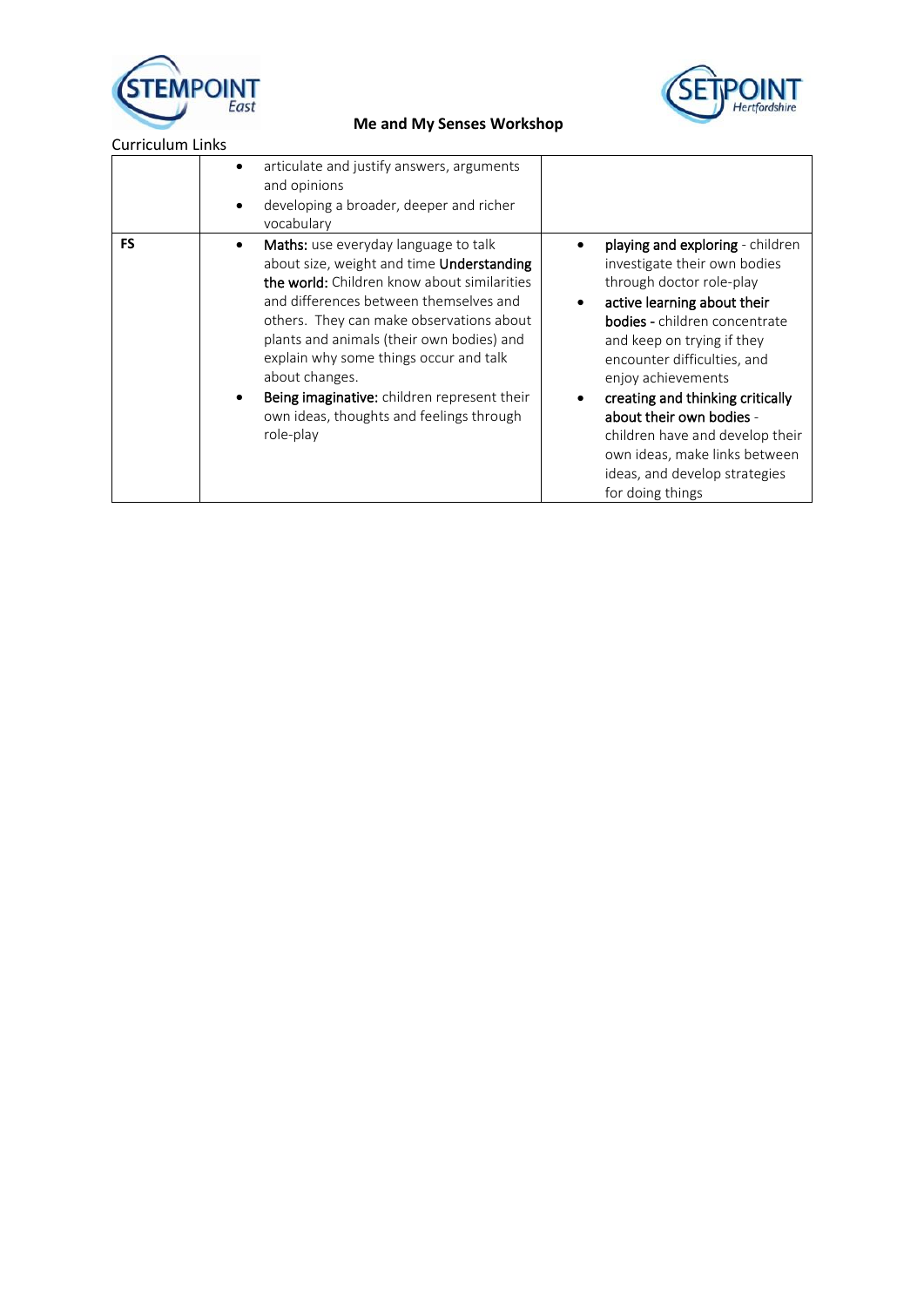**Me and My Senses Workshop**

Curriculum Links

| | | |
|---|---|---|
| | • articulate and justify answers, arguments and opinions<br>• developing a broader, deeper and richer vocabulary | |
| **FS** | • Maths: use everyday language to talk about size, weight and time **Understanding the world:** Children know about similarities and differences between themselves and others. They can make observations about plants and animals (their own bodies) and explain why some things occur and talk about changes.<br>• Being imaginative: children represent their own ideas, thoughts and feelings through role-play | • playing and exploring - children investigate their own bodies through doctor role-play<br>• active learning about their bodies - children concentrate and keep on trying if they encounter difficulties, and enjoy achievements<br>• creating and thinking critically about their own bodies - children have and develop their own ideas, make links between ideas, and develop strategies for doing things |